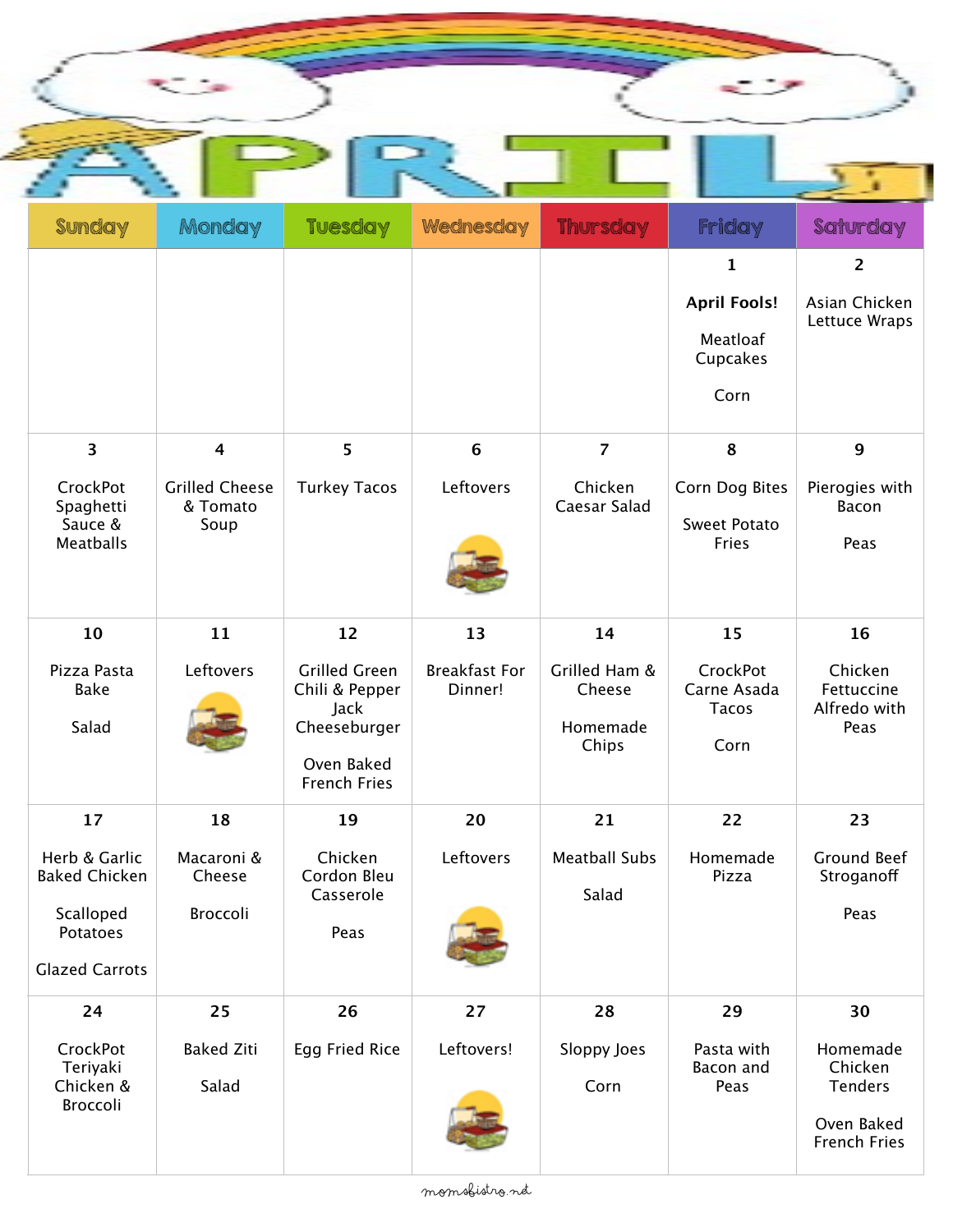# APRIL

| Sunday | Monday | Tuesday | Wednesday | Thursday | Friday | Saturday |
| --- | --- | --- | --- | --- | --- | --- |
| | | | | | 1<br>**April Fools!**<br>Meatloaf Cupcakes<br>Corn | 2<br>Asian Chicken Lettuce Wraps |
| 3<br>CrockPot Spaghetti Sauce & Meatballs | 4<br>Grilled Cheese & Tomato Soup | 5<br>Turkey Tacos | 6<br>Leftovers | 7<br>Chicken Caesar Salad | 8<br>Corn Dog Bites<br>Sweet Potato Fries | 9<br>Pierogies with Bacon<br>Peas |
| 10<br>Pizza Pasta Bake<br>Salad | 11<br>Leftovers | 12<br>Grilled Green Chili & Pepper Jack Cheeseburger<br>Oven Baked French Fries | 13<br>Breakfast For Dinner! | 14<br>Grilled Ham & Cheese<br>Homemade Chips | 15<br>CrockPot Carne Asada Tacos<br>Corn | 16<br>Chicken Fettuccine Alfredo with Peas |
| 17<br>Herb & Garlic Baked Chicken<br>Scalloped Potatoes<br>Glazed Carrots | 18<br>Macaroni & Cheese<br>Broccoli | 19<br>Chicken Cordon Bleu Casserole<br>Peas | 20<br>Leftovers | 21<br>Meatball Subs<br>Salad | 22<br>Homemade Pizza | 23<br>Ground Beef Stroganoff<br>Peas |
| 24<br>CrockPot Teriyaki Chicken & Broccoli | 25<br>Baked Ziti<br>Salad | 26<br>Egg Fried Rice | 27<br>Leftovers! | 28<br>Sloppy Joes<br>Corn | 29<br>Pasta with Bacon and Peas | 30<br>Homemade Chicken Tenders<br>Oven Baked French Fries |

momsbistro.net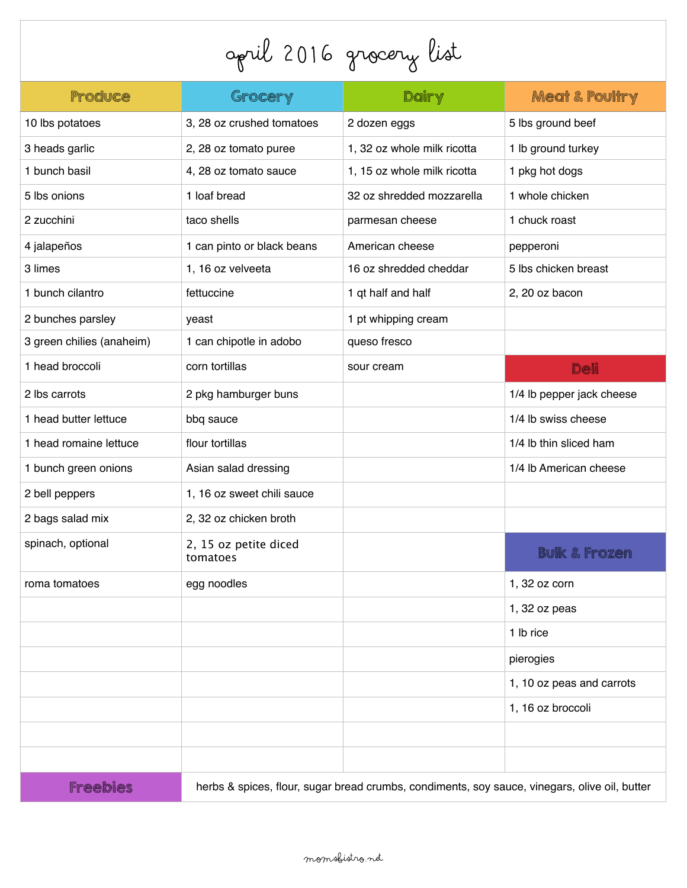# april 2016 grocery list

| Produce | Grocery | Dairy | Meat & Poultry |
|---|---|---|---|
| 10 lbs potatoes | 3, 28 oz crushed tomatoes | 2 dozen eggs | 5 lbs ground beef |
| 3 heads garlic | 2, 28 oz tomato puree | 1, 32 oz whole milk ricotta | 1 lb ground turkey |
| 1 bunch basil | 4, 28 oz tomato sauce | 1, 15 oz whole milk ricotta | 1 pkg hot dogs |
| 5 lbs onions | 1 loaf bread | 32 oz shredded mozzarella | 1 whole chicken |
| 2 zucchini | taco shells | parmesan cheese | 1 chuck roast |
| 4 jalapeños | 1 can pinto or black beans | American cheese | pepperoni |
| 3 limes | 1, 16 oz velveeta | 16 oz shredded cheddar | 5 lbs chicken breast |
| 1 bunch cilantro | fettuccine | 1 qt half and half | 2, 20 oz bacon |
| 2 bunches parsley | yeast | 1 pt whipping cream | |
| 3 green chilies (anaheim) | 1 can chipotle in adobo | queso fresco | |
| 1 head broccoli | corn tortillas | sour cream | **Deli** |
| 2 lbs carrots | 2 pkg hamburger buns | | 1/4 lb pepper jack cheese |
| 1 head butter lettuce | bbq sauce | | 1/4 lb swiss cheese |
| 1 head romaine lettuce | flour tortillas | | 1/4 lb thin sliced ham |
| 1 bunch green onions | Asian salad dressing | | 1/4 lb American cheese |
| 2 bell peppers | 1, 16 oz sweet chili sauce | | |
| 2 bags salad mix | 2, 32 oz chicken broth | | |
| spinach, optional | 2, 15 oz petite diced tomatoes | | **Bulk & Frozen** |
| roma tomatoes | egg noodles | | 1, 32 oz corn |
| | | | 1, 32 oz peas |
| | | | 1 lb rice |
| | | | pierogies |
| | | | 1, 10 oz peas and carrots |
| | | | 1, 16 oz broccoli |
| | | | |
| | | | |
| **Freebies** | herbs & spices, flour, sugar bread crumbs, condiments, soy sauce, vinegars, olive oil, butter | | |

momsbistro.net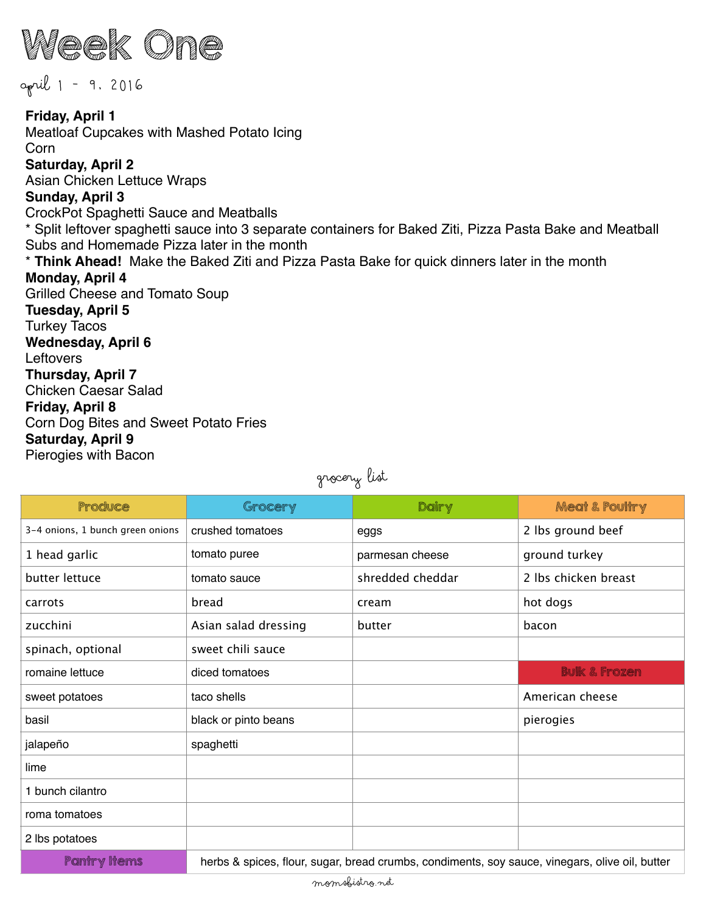# Week One

april 1 - 9, 2016

**Friday, April 1**
Meatloaf Cupcakes with Mashed Potato Icing
Corn

**Saturday, April 2**
Asian Chicken Lettuce Wraps

**Sunday, April 3**
CrockPot Spaghetti Sauce and Meatballs
* Split leftover spaghetti sauce into 3 separate containers for Baked Ziti, Pizza Pasta Bake and Meatball Subs and Homemade Pizza later in the month
* **Think Ahead!** Make the Baked Ziti and Pizza Pasta Bake for quick dinners later in the month

**Monday, April 4**
Grilled Cheese and Tomato Soup

**Tuesday, April 5**
Turkey Tacos

**Wednesday, April 6**
Leftovers

**Thursday, April 7**
Chicken Caesar Salad

**Friday, April 8**
Corn Dog Bites and Sweet Potato Fries

**Saturday, April 9**
Pierogies with Bacon

## grocery list

| Produce | Grocery | Dairy | Meat & Poultry |
|---|---|---|---|
| 3-4 onions, 1 bunch green onions | crushed tomatoes | eggs | 2 lbs ground beef |
| 1 head garlic | tomato puree | parmesan cheese | ground turkey |
| butter lettuce | tomato sauce | shredded cheddar | 2 lbs chicken breast |
| carrots | bread | cream | hot dogs |
| zucchini | Asian salad dressing | butter | bacon |
| spinach, optional | sweet chili sauce | | |
| romaine lettuce | diced tomatoes | | **Bulk & Frozen** |
| sweet potatoes | taco shells | | American cheese |
| basil | black or pinto beans | | pierogies |
| jalapeño | spaghetti | | |
| lime | | | |
| 1 bunch cilantro | | | |
| roma tomatoes | | | |
| 2 lbs potatoes | | | |
| **Pantry Items** | herbs & spices, flour, sugar, bread crumbs, condiments, soy sauce, vinegars, olive oil, butter | | |

momsbistro.net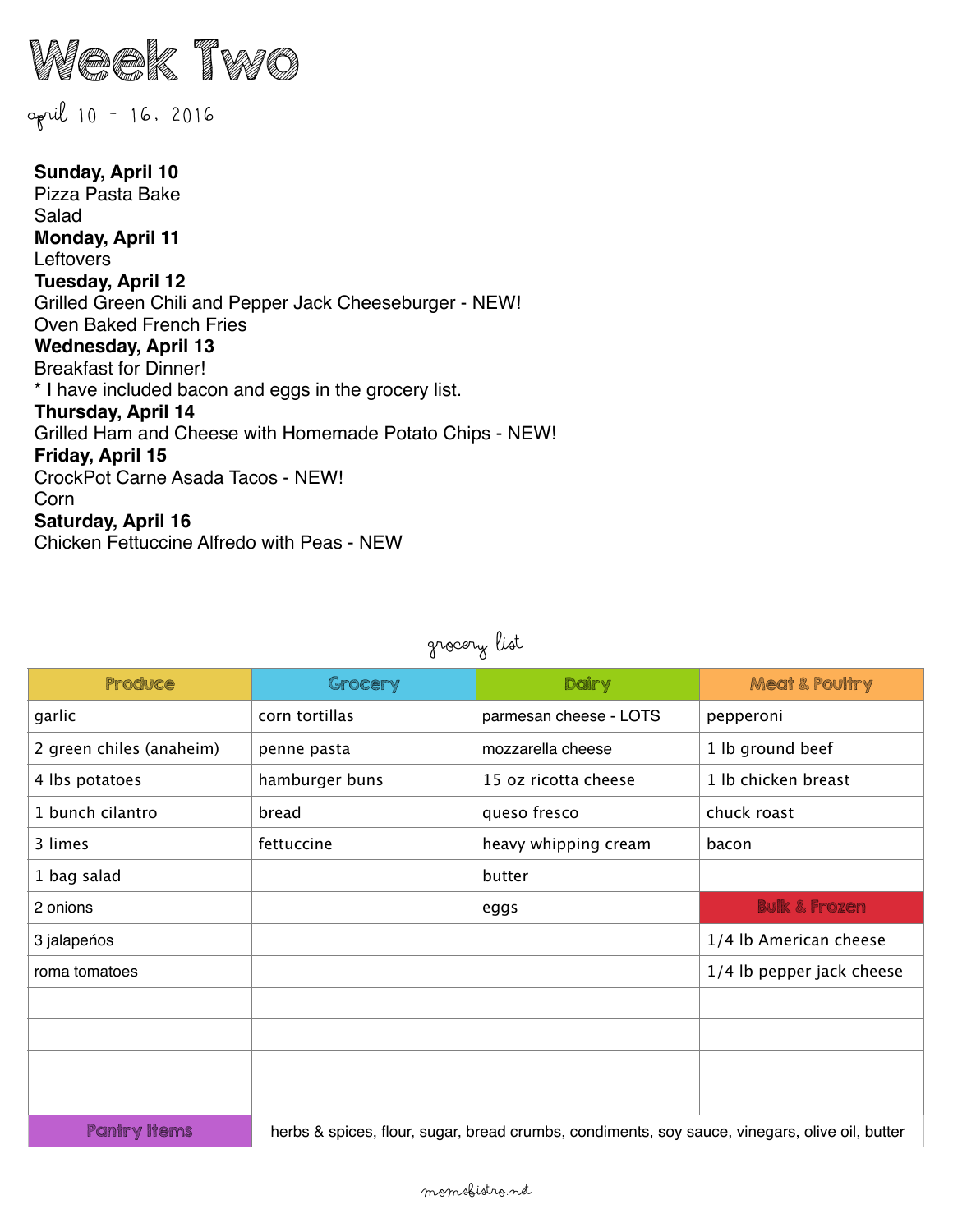# Week Two

april 10 - 16, 2016

**Sunday, April 10**
Pizza Pasta Bake
Salad
**Monday, April 11**
Leftovers
**Tuesday, April 12**
Grilled Green Chili and Pepper Jack Cheeseburger - NEW!
Oven Baked French Fries
**Wednesday, April 13**
Breakfast for Dinner!
* I have included bacon and eggs in the grocery list.
**Thursday, April 14**
Grilled Ham and Cheese with Homemade Potato Chips - NEW!
**Friday, April 15**
CrockPot Carne Asada Tacos - NEW!
Corn
**Saturday, April 16**
Chicken Fettuccine Alfredo with Peas - NEW

## grocery list

| Produce | Grocery | Dairy | Meat & Poultry |
|---|---|---|---|
| garlic | corn tortillas | parmesan cheese - LOTS | pepperoni |
| 2 green chiles (anaheim) | penne pasta | mozzarella cheese | 1 lb ground beef |
| 4 lbs potatoes | hamburger buns | 15 oz ricotta cheese | 1 lb chicken breast |
| 1 bunch cilantro | bread | queso fresco | chuck roast |
| 3 limes | fettuccine | heavy whipping cream | bacon |
| 1 bag salad | | butter | |
| 2 onions | | eggs | **Bulk & Frozen** |
| 3 jalapeńos | | | 1/4 lb American cheese |
| roma tomatoes | | | 1/4 lb pepper jack cheese |
| | | | |
| | | | |
| | | | |
| | | | |
| **Pantry Items** | herbs & spices, flour, sugar, bread crumbs, condiments, soy sauce, vinegars, olive oil, butter | | |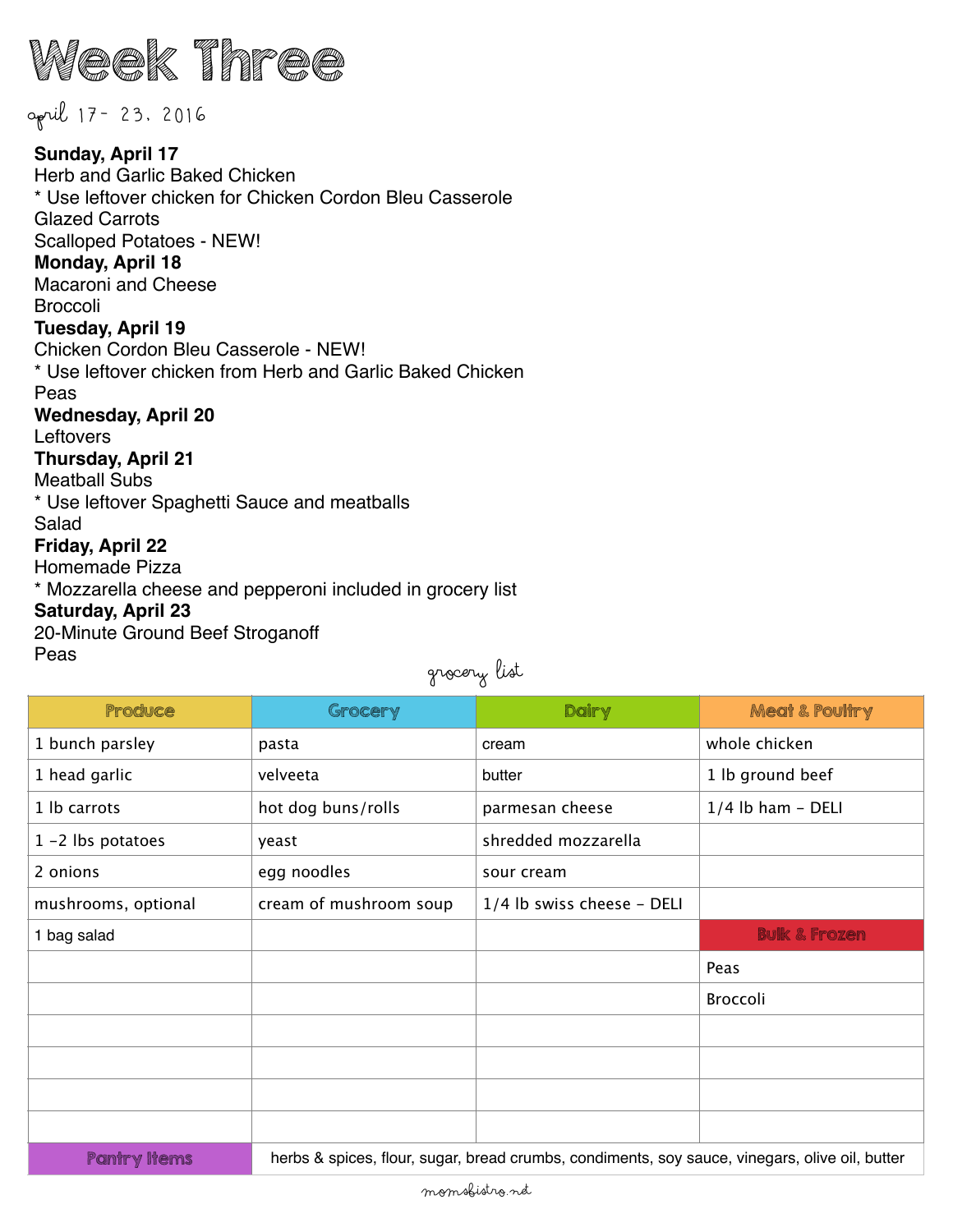# Week Three

april 17 - 23, 2016

**Sunday, April 17**
Herb and Garlic Baked Chicken
* Use leftover chicken for Chicken Cordon Bleu Casserole
Glazed Carrots
Scalloped Potatoes - NEW!

**Monday, April 18**
Macaroni and Cheese
Broccoli

**Tuesday, April 19**
Chicken Cordon Bleu Casserole - NEW!
* Use leftover chicken from Herb and Garlic Baked Chicken
Peas

**Wednesday, April 20**
Leftovers

**Thursday, April 21**
Meatball Subs
* Use leftover Spaghetti Sauce and meatballs
Salad

**Friday, April 22**
Homemade Pizza
* Mozzarella cheese and pepperoni included in grocery list

**Saturday, April 23**
20-Minute Ground Beef Stroganoff
Peas

## grocery list

| Produce | Grocery | Dairy | Meat & Poultry |
|---|---|---|---|
| 1 bunch parsley | pasta | cream | whole chicken |
| 1 head garlic | velveeta | butter | 1 lb ground beef |
| 1 lb carrots | hot dog buns/rolls | parmesan cheese | 1/4 lb ham – DELI |
| 1 –2 lbs potatoes | yeast | shredded mozzarella | |
| 2 onions | egg noodles | sour cream | |
| mushrooms, optional | cream of mushroom soup | 1/4 lb swiss cheese – DELI | |
| 1 bag salad | | | **Bulk & Frozen** |
| | | | Peas |
| | | | Broccoli |
| | | | |
| | | | |
| | | | |
| | | | |
| **Pantry Items** | herbs & spices, flour, sugar, bread crumbs, condiments, soy sauce, vinegars, olive oil, butter | | |

momsbistro.net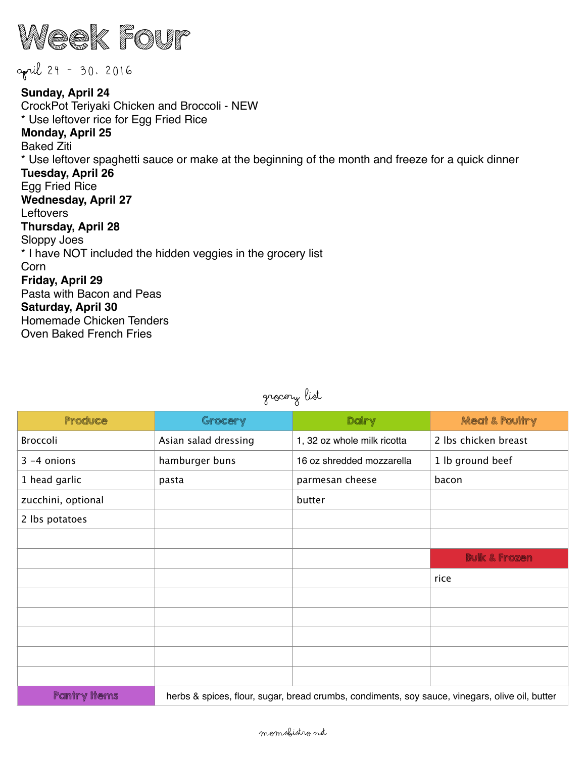# Week Four

april 24 - 30, 2016

**Sunday, April 24**
CrockPot Teriyaki Chicken and Broccoli - NEW
* Use leftover rice for Egg Fried Rice

**Monday, April 25**
Baked Ziti
* Use leftover spaghetti sauce or make at the beginning of the month and freeze for a quick dinner

**Tuesday, April 26**
Egg Fried Rice

**Wednesday, April 27**
Leftovers

**Thursday, April 28**
Sloppy Joes
* I have NOT included the hidden veggies in the grocery list
Corn

**Friday, April 29**
Pasta with Bacon and Peas

**Saturday, April 30**
Homemade Chicken Tenders
Oven Baked French Fries

grocery list

| Produce | Grocery | Dairy | Meat & Poultry |
|---|---|---|---|
| Broccoli | Asian salad dressing | 1, 32 oz whole milk ricotta | 2 lbs chicken breast |
| 3 -4 onions | hamburger buns | 16 oz shredded mozzarella | 1 lb ground beef |
| 1 head garlic | pasta | parmesan cheese | bacon |
| zucchini, optional | | butter | |
| 2 lbs potatoes | | | |
| | | | |
| | | | **Bulk & Frozen** |
| | | | rice |
| | | | |
| | | | |
| | | | |
| | | | |
| | | | |
| **Pantry Items** | herbs & spices, flour, sugar, bread crumbs, condiments, soy sauce, vinegars, olive oil, butter | | |